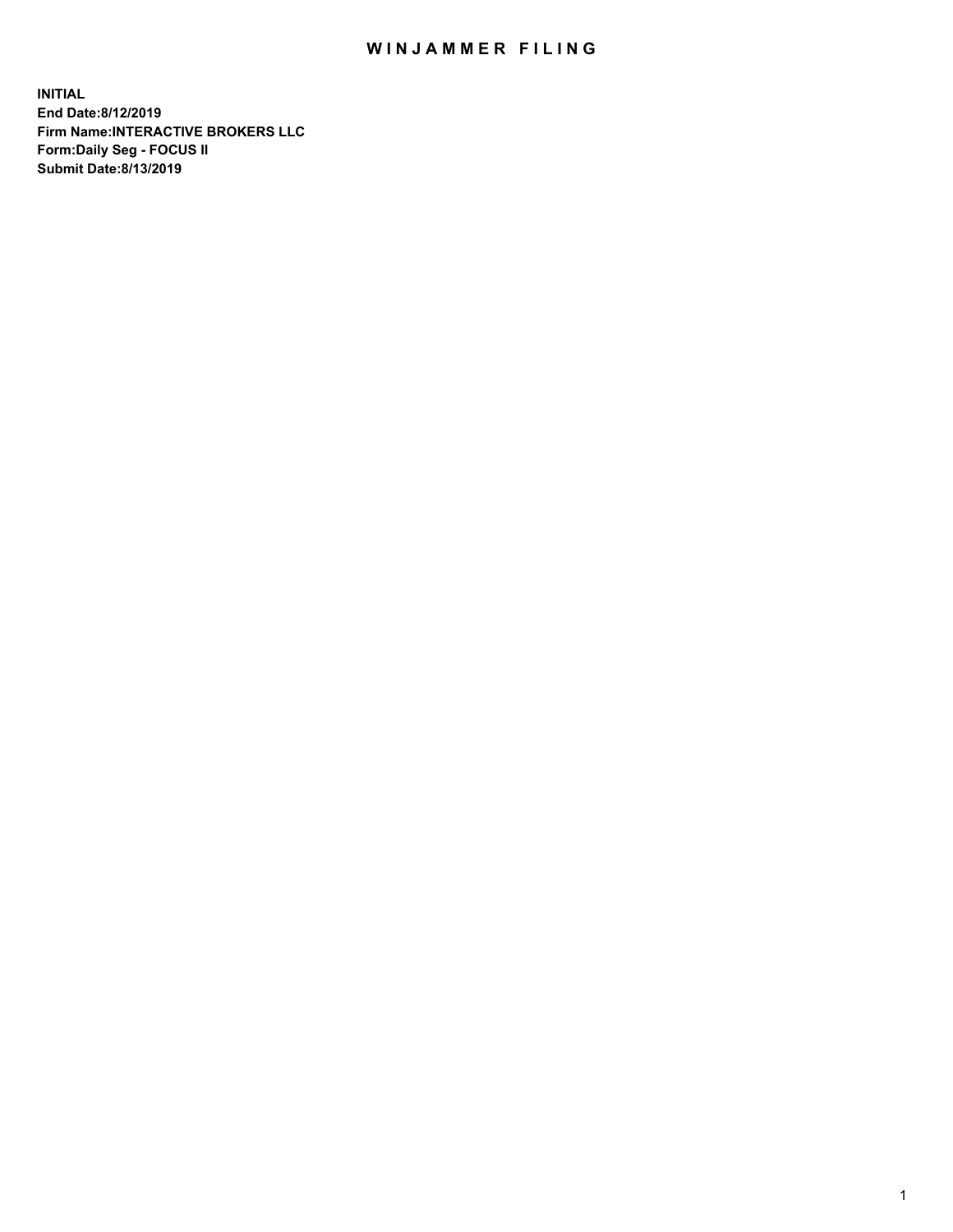# WINJAMMER FILING

**INITIAL**
**End Date:8/12/2019**
**Firm Name:INTERACTIVE BROKERS LLC**
**Form:Daily Seg - FOCUS II**
**Submit Date:8/13/2019**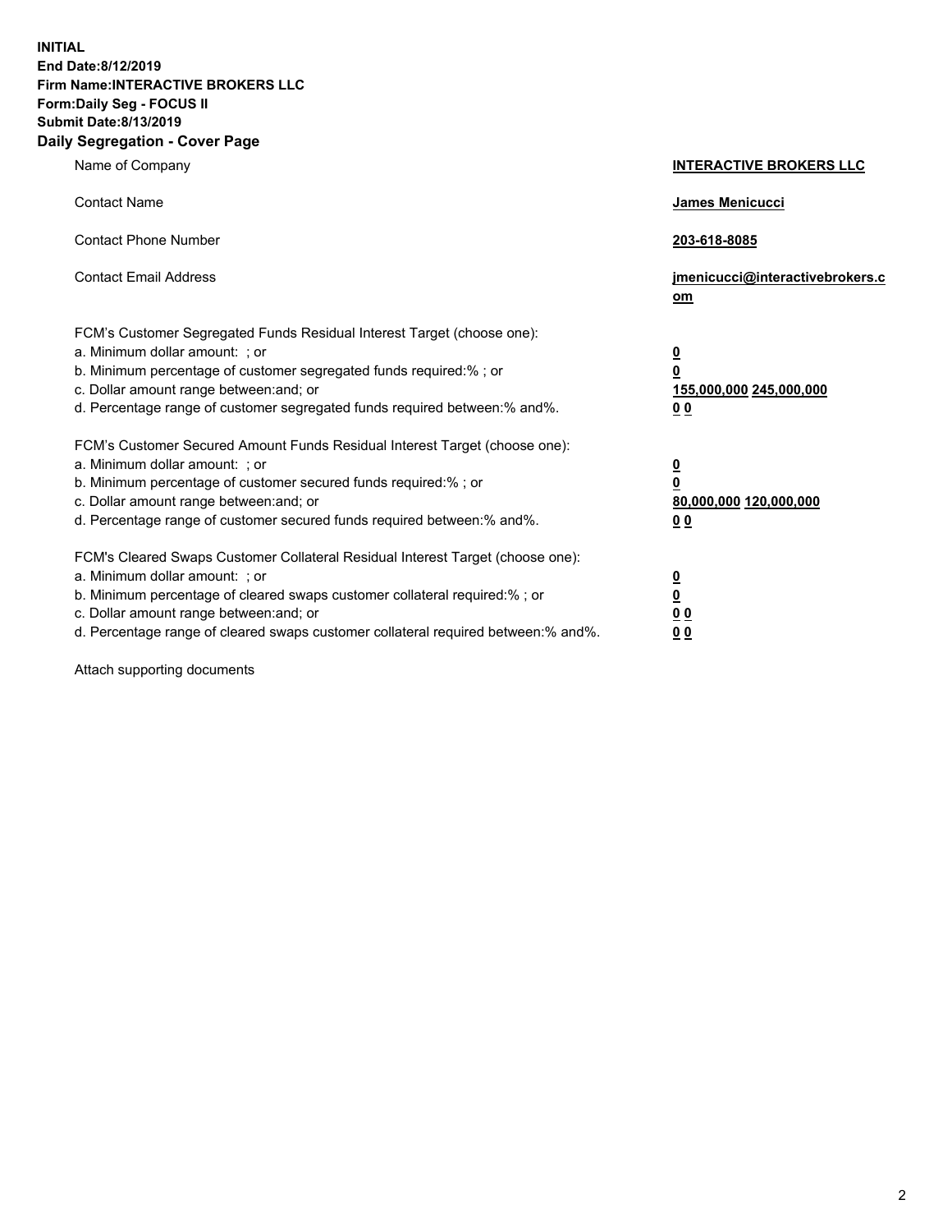**INITIAL**
**End Date:8/12/2019**
**Firm Name:INTERACTIVE BROKERS LLC**
**Form:Daily Seg - FOCUS II**
**Submit Date:8/13/2019**

## Daily Segregation - Cover Page

| | |
|---|---|
| Name of Company | **INTERACTIVE BROKERS LLC** |
| Contact Name | **James Menicucci** |
| Contact Phone Number | **203-618-8085** |
| Contact Email Address | **jmenicucci@interactivebrokers.com** |

FCM's Customer Segregated Funds Residual Interest Target (choose one):

| | |
|---|---|
| a. Minimum dollar amount: ; or | **0** |
| b. Minimum percentage of customer segregated funds required:% ; or | **0** |
| c. Dollar amount range between:and; or | **155,000,000 245,000,000** |
| d. Percentage range of customer segregated funds required between:% and%. | **0 0** |

FCM's Customer Secured Amount Funds Residual Interest Target (choose one):

| | |
|---|---|
| a. Minimum dollar amount: ; or | **0** |
| b. Minimum percentage of customer secured funds required:% ; or | **0** |
| c. Dollar amount range between:and; or | **80,000,000 120,000,000** |
| d. Percentage range of customer secured funds required between:% and%. | **0 0** |

FCM's Cleared Swaps Customer Collateral Residual Interest Target (choose one):

| | |
|---|---|
| a. Minimum dollar amount: ; or | **0** |
| b. Minimum percentage of cleared swaps customer collateral required:% ; or | **0** |
| c. Dollar amount range between:and; or | **0 0** |
| d. Percentage range of cleared swaps customer collateral required between:% and%. | **0 0** |

Attach supporting documents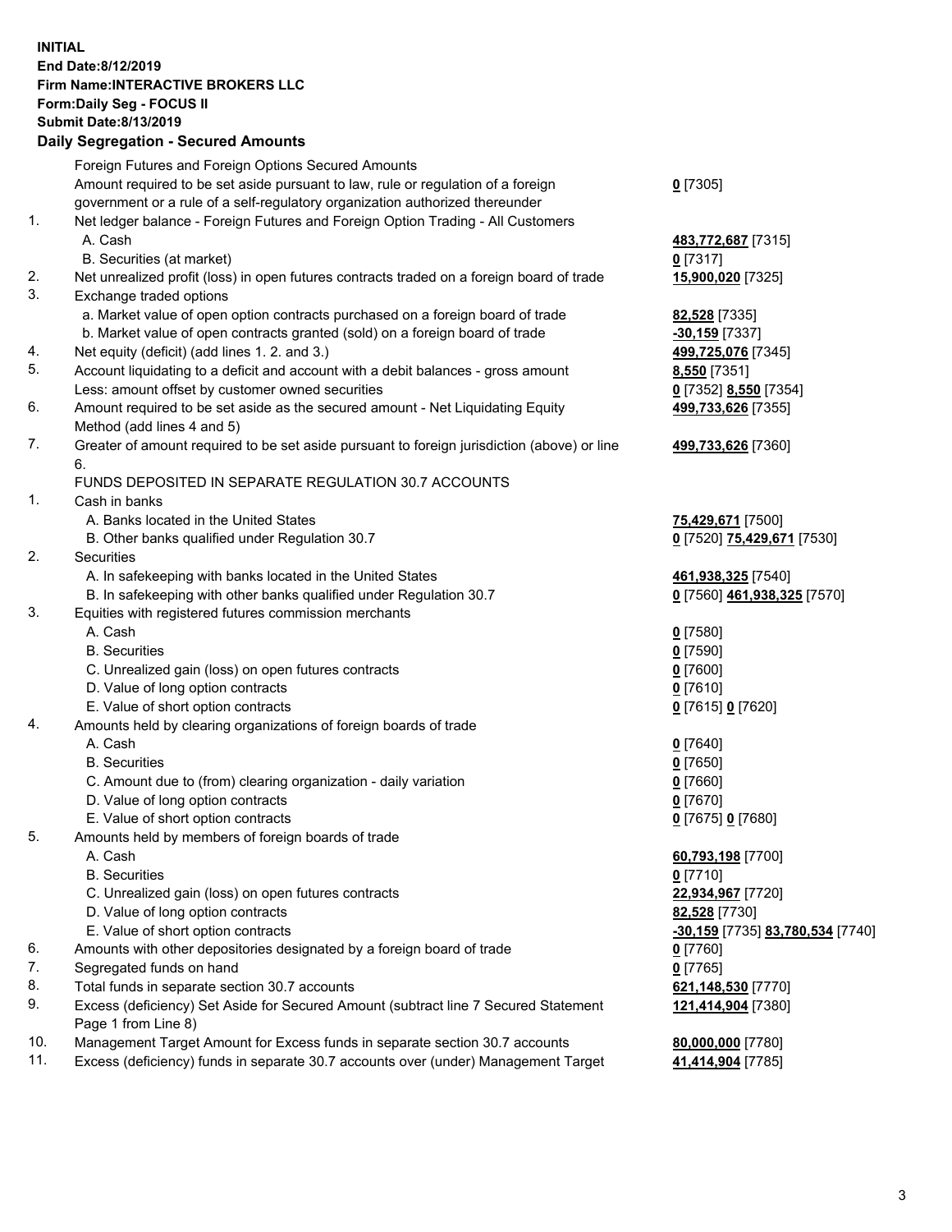**INITIAL**
**End Date:8/12/2019**
**Firm Name:INTERACTIVE BROKERS LLC**
**Form:Daily Seg - FOCUS II**
**Submit Date:8/13/2019**

**Daily Segregation - Secured Amounts**

| | | |
|---|---|---|
| | Foreign Futures and Foreign Options Secured Amounts | |
| | Amount required to be set aside pursuant to law, rule or regulation of a foreign government or a rule of a self-regulatory organization authorized thereunder | **0** [7305] |
| 1. | Net ledger balance - Foreign Futures and Foreign Option Trading - All Customers | |
| | A. Cash | **483,772,687** [7315] |
| | B. Securities (at market) | **0** [7317] |
| 2. | Net unrealized profit (loss) in open futures contracts traded on a foreign board of trade | **15,900,020** [7325] |
| 3. | Exchange traded options | |
| | a. Market value of open option contracts purchased on a foreign board of trade | **82,528** [7335] |
| | b. Market value of open contracts granted (sold) on a foreign board of trade | **-30,159** [7337] |
| 4. | Net equity (deficit) (add lines 1. 2. and 3.) | **499,725,076** [7345] |
| 5. | Account liquidating to a deficit and account with a debit balances - gross amount | **8,550** [7351] |
| | Less: amount offset by customer owned securities | **0** [7352] **8,550** [7354] |
| 6. | Amount required to be set aside as the secured amount - Net Liquidating Equity Method (add lines 4 and 5) | **499,733,626** [7355] |
| 7. | Greater of amount required to be set aside pursuant to foreign jurisdiction (above) or line 6. | **499,733,626** [7360] |
| | FUNDS DEPOSITED IN SEPARATE REGULATION 30.7 ACCOUNTS | |
| 1. | Cash in banks | |
| | A. Banks located in the United States | **75,429,671** [7500] |
| | B. Other banks qualified under Regulation 30.7 | **0** [7520] **75,429,671** [7530] |
| 2. | Securities | |
| | A. In safekeeping with banks located in the United States | **461,938,325** [7540] |
| | B. In safekeeping with other banks qualified under Regulation 30.7 | **0** [7560] **461,938,325** [7570] |
| 3. | Equities with registered futures commission merchants | |
| | A. Cash | **0** [7580] |
| | B. Securities | **0** [7590] |
| | C. Unrealized gain (loss) on open futures contracts | **0** [7600] |
| | D. Value of long option contracts | **0** [7610] |
| | E. Value of short option contracts | **0** [7615] **0** [7620] |
| 4. | Amounts held by clearing organizations of foreign boards of trade | |
| | A. Cash | **0** [7640] |
| | B. Securities | **0** [7650] |
| | C. Amount due to (from) clearing organization - daily variation | **0** [7660] |
| | D. Value of long option contracts | **0** [7670] |
| | E. Value of short option contracts | **0** [7675] **0** [7680] |
| 5. | Amounts held by members of foreign boards of trade | |
| | A. Cash | **60,793,198** [7700] |
| | B. Securities | **0** [7710] |
| | C. Unrealized gain (loss) on open futures contracts | **22,934,967** [7720] |
| | D. Value of long option contracts | **82,528** [7730] |
| | E. Value of short option contracts | **-30,159** [7735] **83,780,534** [7740] |
| 6. | Amounts with other depositories designated by a foreign board of trade | **0** [7760] |
| 7. | Segregated funds on hand | **0** [7765] |
| 8. | Total funds in separate section 30.7 accounts | **621,148,530** [7770] |
| 9. | Excess (deficiency) Set Aside for Secured Amount (subtract line 7 Secured Statement Page 1 from Line 8) | **121,414,904** [7380] |
| 10. | Management Target Amount for Excess funds in separate section 30.7 accounts | **80,000,000** [7780] |
| 11. | Excess (deficiency) funds in separate 30.7 accounts over (under) Management Target | **41,414,904** [7785] |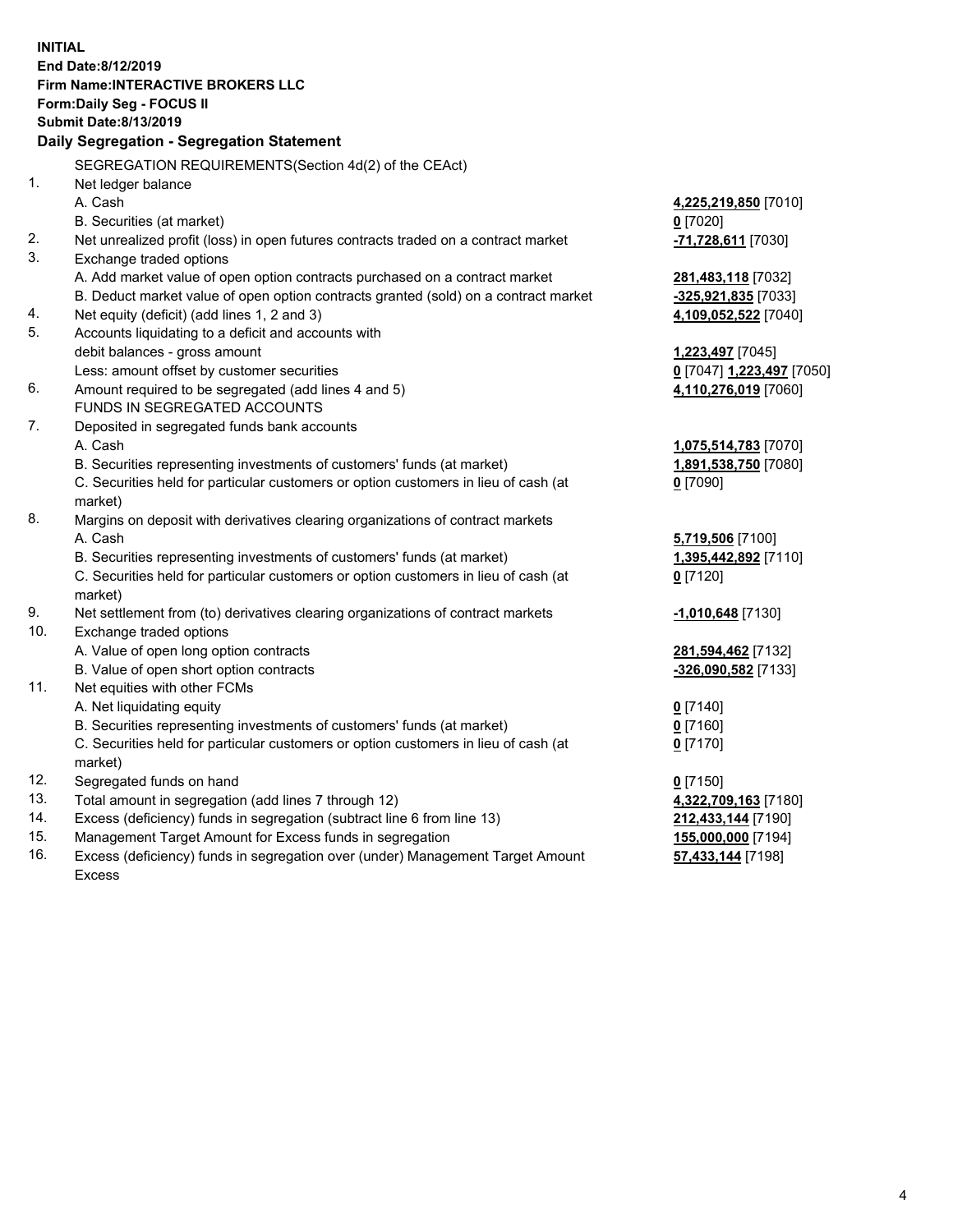**INITIAL**
**End Date:8/12/2019**
**Firm Name:INTERACTIVE BROKERS LLC**
**Form:Daily Seg - FOCUS II**
**Submit Date:8/13/2019**

## Daily Segregation - Segregation Statement

SEGREGATION REQUIREMENTS(Section 4d(2) of the CEAct)

| | | |
|---|---|---|
| 1. | Net ledger balance | |
| | A. Cash | **4,225,219,850** [7010] |
| | B. Securities (at market) | **0** [7020] |
| 2. | Net unrealized profit (loss) in open futures contracts traded on a contract market | **-71,728,611** [7030] |
| 3. | Exchange traded options | |
| | A. Add market value of open option contracts purchased on a contract market | **281,483,118** [7032] |
| | B. Deduct market value of open option contracts granted (sold) on a contract market | **-325,921,835** [7033] |
| 4. | Net equity (deficit) (add lines 1, 2 and 3) | **4,109,052,522** [7040] |
| 5. | Accounts liquidating to a deficit and accounts with debit balances - gross amount | **1,223,497** [7045] |
| | Less: amount offset by customer securities | **0** [7047] **1,223,497** [7050] |
| 6. | Amount required to be segregated (add lines 4 and 5) | **4,110,276,019** [7060] |
| | FUNDS IN SEGREGATED ACCOUNTS | |
| 7. | Deposited in segregated funds bank accounts | |
| | A. Cash | **1,075,514,783** [7070] |
| | B. Securities representing investments of customers' funds (at market) | **1,891,538,750** [7080] |
| | C. Securities held for particular customers or option customers in lieu of cash (at market) | **0** [7090] |
| 8. | Margins on deposit with derivatives clearing organizations of contract markets | |
| | A. Cash | **5,719,506** [7100] |
| | B. Securities representing investments of customers' funds (at market) | **1,395,442,892** [7110] |
| | C. Securities held for particular customers or option customers in lieu of cash (at market) | **0** [7120] |
| 9. | Net settlement from (to) derivatives clearing organizations of contract markets | **-1,010,648** [7130] |
| 10. | Exchange traded options | |
| | A. Value of open long option contracts | **281,594,462** [7132] |
| | B. Value of open short option contracts | **-326,090,582** [7133] |
| 11. | Net equities with other FCMs | |
| | A. Net liquidating equity | **0** [7140] |
| | B. Securities representing investments of customers' funds (at market) | **0** [7160] |
| | C. Securities held for particular customers or option customers in lieu of cash (at market) | **0** [7170] |
| 12. | Segregated funds on hand | **0** [7150] |
| 13. | Total amount in segregation (add lines 7 through 12) | **4,322,709,163** [7180] |
| 14. | Excess (deficiency) funds in segregation (subtract line 6 from line 13) | **212,433,144** [7190] |
| 15. | Management Target Amount for Excess funds in segregation | **155,000,000** [7194] |
| 16. | Excess (deficiency) funds in segregation over (under) Management Target Amount Excess | **57,433,144** [7198] |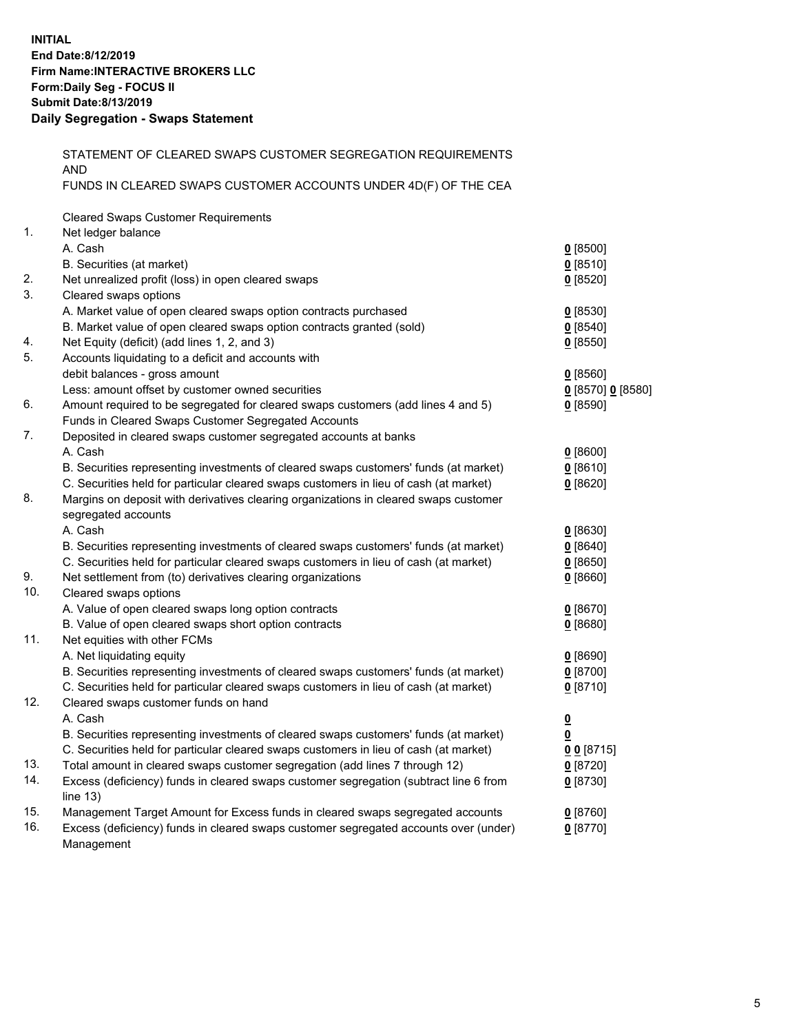**INITIAL**
**End Date:8/12/2019**
**Firm Name:INTERACTIVE BROKERS LLC**
**Form:Daily Seg - FOCUS II**
**Submit Date:8/13/2019**
**Daily Segregation - Swaps Statement**

STATEMENT OF CLEARED SWAPS CUSTOMER SEGREGATION REQUIREMENTS AND FUNDS IN CLEARED SWAPS CUSTOMER ACCOUNTS UNDER 4D(F) OF THE CEA

| | | |
|---|---|---|
| | Cleared Swaps Customer Requirements | |
| 1. | Net ledger balance | |
| | A. Cash | 0 [8500] |
| | B. Securities (at market) | 0 [8510] |
| 2. | Net unrealized profit (loss) in open cleared swaps | 0 [8520] |
| 3. | Cleared swaps options | |
| | A. Market value of open cleared swaps option contracts purchased | 0 [8530] |
| | B. Market value of open cleared swaps option contracts granted (sold) | 0 [8540] |
| 4. | Net Equity (deficit) (add lines 1, 2, and 3) | 0 [8550] |
| 5. | Accounts liquidating to a deficit and accounts with debit balances - gross amount | 0 [8560] |
| | Less: amount offset by customer owned securities | 0 [8570] 0 [8580] |
| 6. | Amount required to be segregated for cleared swaps customers (add lines 4 and 5) | 0 [8590] |
| | Funds in Cleared Swaps Customer Segregated Accounts | |
| 7. | Deposited in cleared swaps customer segregated accounts at banks | |
| | A. Cash | 0 [8600] |
| | B. Securities representing investments of cleared swaps customers' funds (at market) | 0 [8610] |
| | C. Securities held for particular cleared swaps customers in lieu of cash (at market) | 0 [8620] |
| 8. | Margins on deposit with derivatives clearing organizations in cleared swaps customer segregated accounts | |
| | A. Cash | 0 [8630] |
| | B. Securities representing investments of cleared swaps customers' funds (at market) | 0 [8640] |
| | C. Securities held for particular cleared swaps customers in lieu of cash (at market) | 0 [8650] |
| 9. | Net settlement from (to) derivatives clearing organizations | 0 [8660] |
| 10. | Cleared swaps options | |
| | A. Value of open cleared swaps long option contracts | 0 [8670] |
| | B. Value of open cleared swaps short option contracts | 0 [8680] |
| 11. | Net equities with other FCMs | |
| | A. Net liquidating equity | 0 [8690] |
| | B. Securities representing investments of cleared swaps customers' funds (at market) | 0 [8700] |
| | C. Securities held for particular cleared swaps customers in lieu of cash (at market) | 0 [8710] |
| 12. | Cleared swaps customer funds on hand | |
| | A. Cash | 0 |
| | B. Securities representing investments of cleared swaps customers' funds (at market) | 0 |
| | C. Securities held for particular cleared swaps customers in lieu of cash (at market) | 0 0 [8715] |
| 13. | Total amount in cleared swaps customer segregation (add lines 7 through 12) | 0 [8720] |
| 14. | Excess (deficiency) funds in cleared swaps customer segregation (subtract line 6 from line 13) | 0 [8730] |
| 15. | Management Target Amount for Excess funds in cleared swaps segregated accounts | 0 [8760] |
| 16. | Excess (deficiency) funds in cleared swaps customer segregated accounts over (under) Management | 0 [8770] |